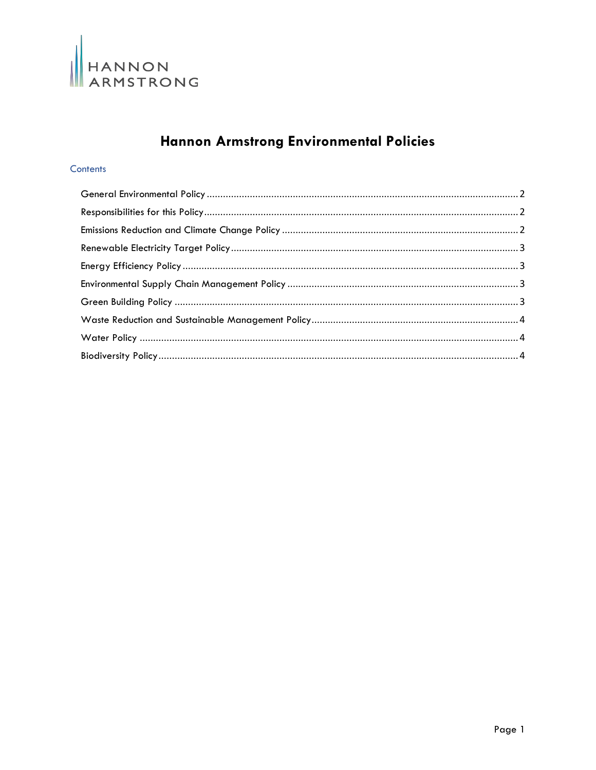HANNON ARMSTRONG

# Hannon Armstrong Environmental Policies

## Contents

- General Environmental Policy ........ 2
- Responsibilities for this Policy ........ 2
- Emissions Reduction and Climate Change Policy ........ 2
- Renewable Electricity Target Policy ........ 3
- Energy Efficiency Policy ........ 3
- Environmental Supply Chain Management Policy ........ 3
- Green Building Policy ........ 3
- Waste Reduction and Sustainable Management Policy ........ 4
- Water Policy ........ 4
- Biodiversity Policy ........ 4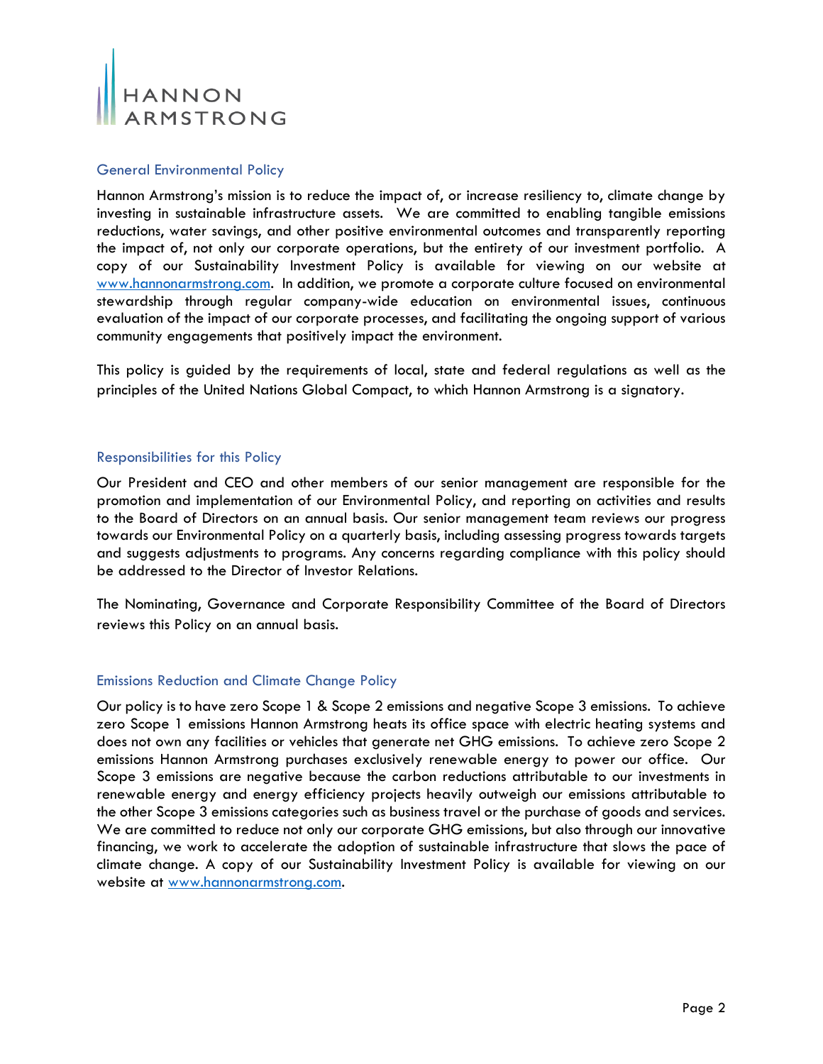## General Environmental Policy

Hannon Armstrong's mission is to reduce the impact of, or increase resiliency to, climate change by investing in sustainable infrastructure assets. We are committed to enabling tangible emissions reductions, water savings, and other positive environmental outcomes and transparently reporting the impact of, not only our corporate operations, but the entirety of our investment portfolio. A copy of our Sustainability Investment Policy is available for viewing on our website at [www.hannonarmstrong.com](http://www.hannonarmstrong.com). In addition, we promote a corporate culture focused on environmental stewardship through regular company-wide education on environmental issues, continuous evaluation of the impact of our corporate processes, and facilitating the ongoing support of various community engagements that positively impact the environment.

This policy is guided by the requirements of local, state and federal regulations as well as the principles of the United Nations Global Compact, to which Hannon Armstrong is a signatory.

## Responsibilities for this Policy

Our President and CEO and other members of our senior management are responsible for the promotion and implementation of our Environmental Policy, and reporting on activities and results to the Board of Directors on an annual basis. Our senior management team reviews our progress towards our Environmental Policy on a quarterly basis, including assessing progress towards targets and suggests adjustments to programs. Any concerns regarding compliance with this policy should be addressed to the Director of Investor Relations.

The Nominating, Governance and Corporate Responsibility Committee of the Board of Directors reviews this Policy on an annual basis.

## Emissions Reduction and Climate Change Policy

Our policy is to have zero Scope 1 & Scope 2 emissions and negative Scope 3 emissions. To achieve zero Scope 1 emissions Hannon Armstrong heats its office space with electric heating systems and does not own any facilities or vehicles that generate net GHG emissions. To achieve zero Scope 2 emissions Hannon Armstrong purchases exclusively renewable energy to power our office. Our Scope 3 emissions are negative because the carbon reductions attributable to our investments in renewable energy and energy efficiency projects heavily outweigh our emissions attributable to the other Scope 3 emissions categories such as business travel or the purchase of goods and services. We are committed to reduce not only our corporate GHG emissions, but also through our innovative financing, we work to accelerate the adoption of sustainable infrastructure that slows the pace of climate change. A copy of our Sustainability Investment Policy is available for viewing on our website at [www.hannonarmstrong.com](http://www.hannonarmstrong.com).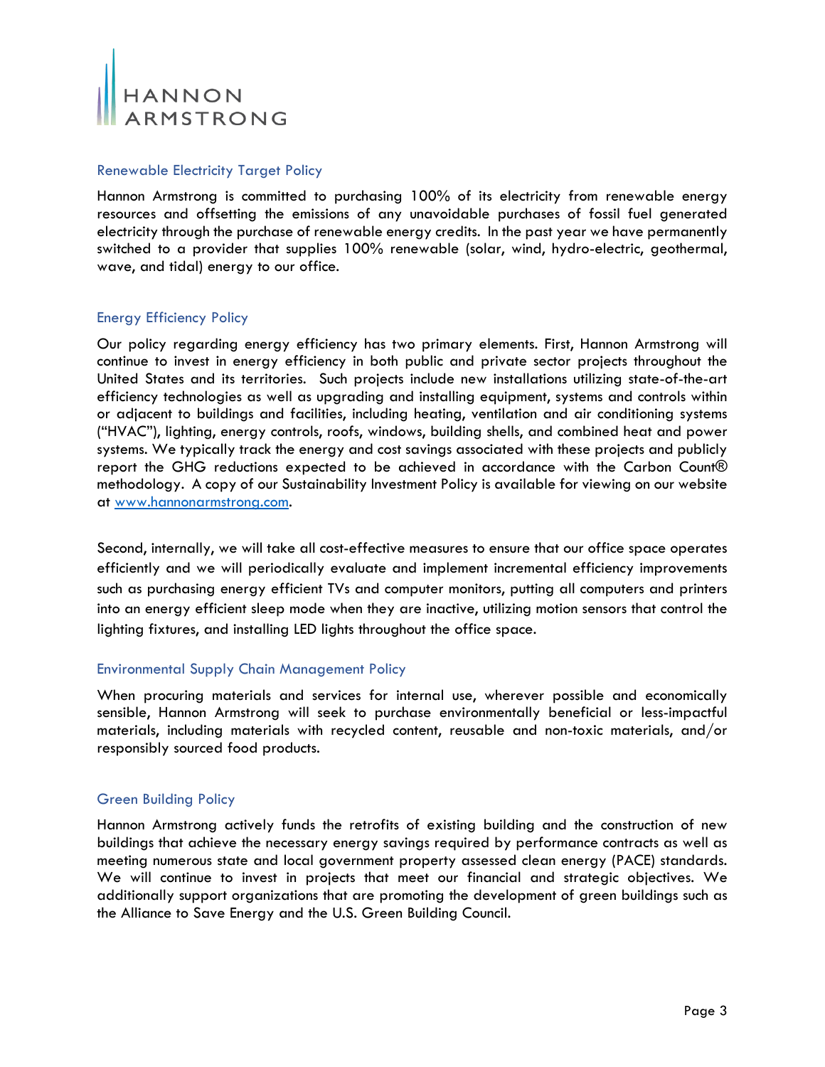## Renewable Electricity Target Policy

Hannon Armstrong is committed to purchasing 100% of its electricity from renewable energy resources and offsetting the emissions of any unavoidable purchases of fossil fuel generated electricity through the purchase of renewable energy credits. In the past year we have permanently switched to a provider that supplies 100% renewable (solar, wind, hydro-electric, geothermal, wave, and tidal) energy to our office.

## Energy Efficiency Policy

Our policy regarding energy efficiency has two primary elements. First, Hannon Armstrong will continue to invest in energy efficiency in both public and private sector projects throughout the United States and its territories. Such projects include new installations utilizing state-of-the-art efficiency technologies as well as upgrading and installing equipment, systems and controls within or adjacent to buildings and facilities, including heating, ventilation and air conditioning systems ("HVAC"), lighting, energy controls, roofs, windows, building shells, and combined heat and power systems. We typically track the energy and cost savings associated with these projects and publicly report the GHG reductions expected to be achieved in accordance with the Carbon Count® methodology. A copy of our Sustainability Investment Policy is available for viewing on our website at www.hannonarmstrong.com.

Second, internally, we will take all cost-effective measures to ensure that our office space operates efficiently and we will periodically evaluate and implement incremental efficiency improvements such as purchasing energy efficient TVs and computer monitors, putting all computers and printers into an energy efficient sleep mode when they are inactive, utilizing motion sensors that control the lighting fixtures, and installing LED lights throughout the office space.

## Environmental Supply Chain Management Policy

When procuring materials and services for internal use, wherever possible and economically sensible, Hannon Armstrong will seek to purchase environmentally beneficial or less-impactful materials, including materials with recycled content, reusable and non-toxic materials, and/or responsibly sourced food products.

## Green Building Policy

Hannon Armstrong actively funds the retrofits of existing building and the construction of new buildings that achieve the necessary energy savings required by performance contracts as well as meeting numerous state and local government property assessed clean energy (PACE) standards. We will continue to invest in projects that meet our financial and strategic objectives. We additionally support organizations that are promoting the development of green buildings such as the Alliance to Save Energy and the U.S. Green Building Council.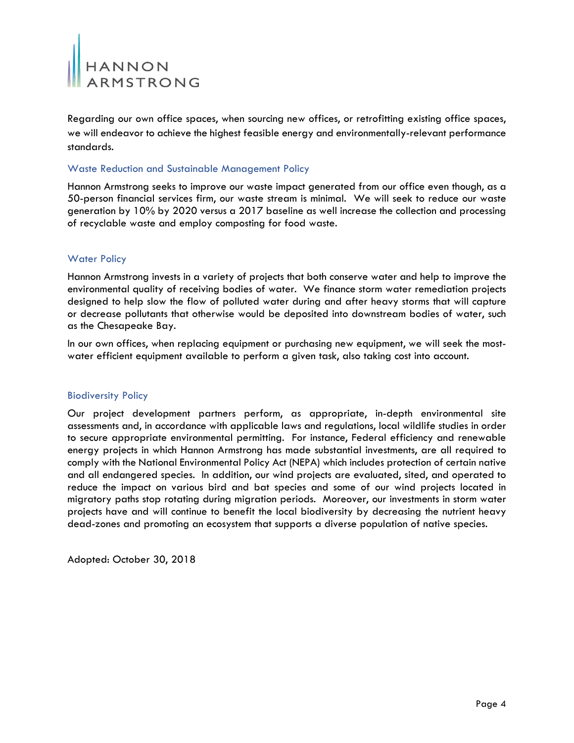Regarding our own office spaces, when sourcing new offices, or retrofitting existing office spaces, we will endeavor to achieve the highest feasible energy and environmentally-relevant performance standards.

### Waste Reduction and Sustainable Management Policy

Hannon Armstrong seeks to improve our waste impact generated from our office even though, as a 50-person financial services firm, our waste stream is minimal. We will seek to reduce our waste generation by 10% by 2020 versus a 2017 baseline as well increase the collection and processing of recyclable waste and employ composting for food waste.

### Water Policy

Hannon Armstrong invests in a variety of projects that both conserve water and help to improve the environmental quality of receiving bodies of water. We finance storm water remediation projects designed to help slow the flow of polluted water during and after heavy storms that will capture or decrease pollutants that otherwise would be deposited into downstream bodies of water, such as the Chesapeake Bay.

In our own offices, when replacing equipment or purchasing new equipment, we will seek the most-water efficient equipment available to perform a given task, also taking cost into account.

### Biodiversity Policy

Our project development partners perform, as appropriate, in-depth environmental site assessments and, in accordance with applicable laws and regulations, local wildlife studies in order to secure appropriate environmental permitting. For instance, Federal efficiency and renewable energy projects in which Hannon Armstrong has made substantial investments, are all required to comply with the National Environmental Policy Act (NEPA) which includes protection of certain native and all endangered species. In addition, our wind projects are evaluated, sited, and operated to reduce the impact on various bird and bat species and some of our wind projects located in migratory paths stop rotating during migration periods. Moreover, our investments in storm water projects have and will continue to benefit the local biodiversity by decreasing the nutrient heavy dead-zones and promoting an ecosystem that supports a diverse population of native species.

Adopted: October 30, 2018